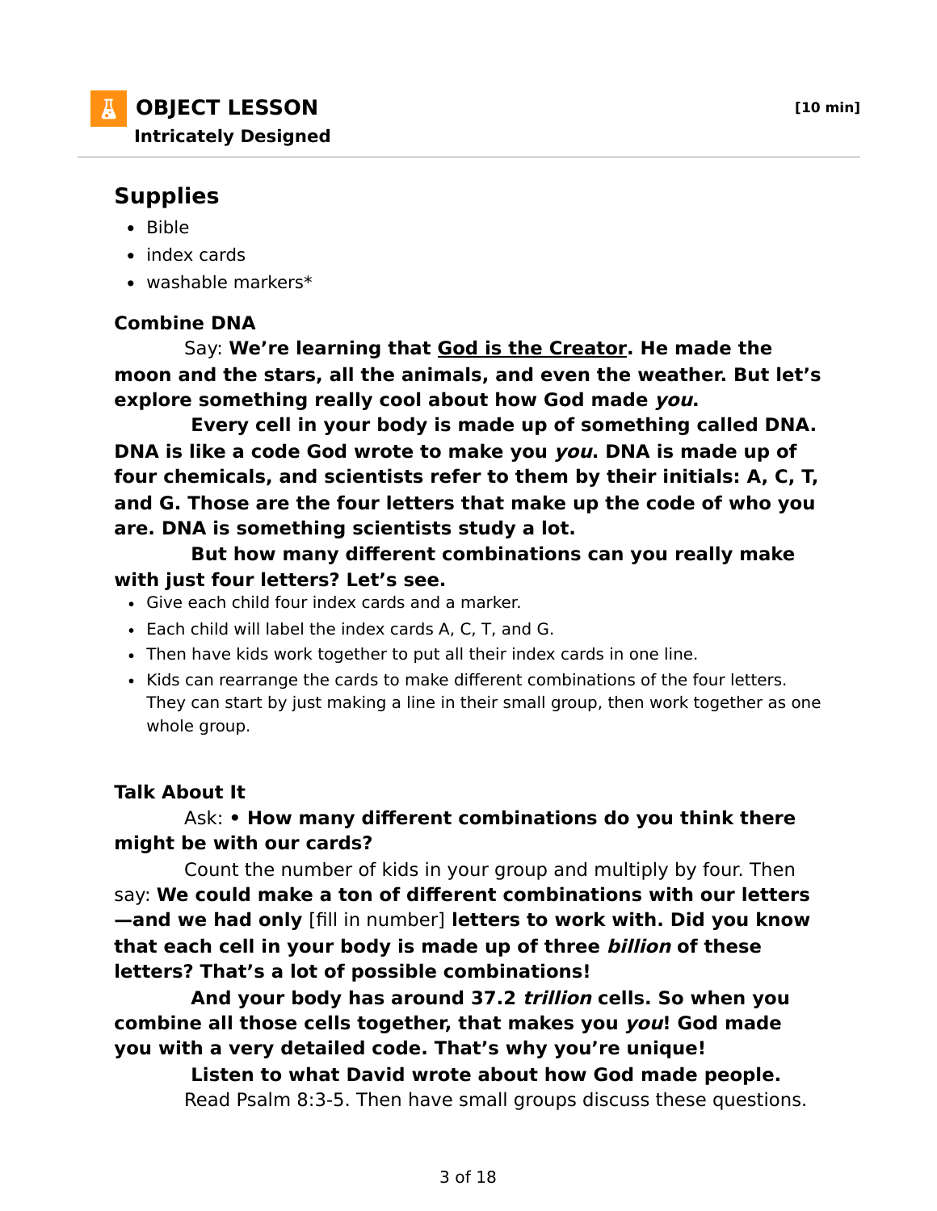## OBJECT LESSON

**Intricately Designed**

**[10 min]**

## Supplies

- Bible
- index cards
- washable markers*

**Combine DNA**

Say: **We're learning that God is the Creator. He made the moon and the stars, all the animals, and even the weather. But let's explore something really cool about how God made *you*.**

**Every cell in your body is made up of something called DNA. DNA is like a code God wrote to make you *you*. DNA is made up of four chemicals, and scientists refer to them by their initials: A, C, T, and G. Those are the four letters that make up the code of who you are. DNA is something scientists study a lot.**

**But how many different combinations can you really make with just four letters? Let's see.**

- Give each child four index cards and a marker.
- Each child will label the index cards A, C, T, and G.
- Then have kids work together to put all their index cards in one line.
- Kids can rearrange the cards to make different combinations of the four letters. They can start by just making a line in their small group, then work together as one whole group.

**Talk About It**

Ask: **• How many different combinations do you think there might be with our cards?**

Count the number of kids in your group and multiply by four. Then say: **We could make a ton of different combinations with our letters—and we had only** [fill in number] **letters to work with. Did you know that each cell in your body is made up of three *billion* of these letters? That's a lot of possible combinations!**

**And your body has around 37.2 *trillion* cells. So when you combine all those cells together, that makes you *you*! God made you with a very detailed code. That's why you're unique!**

**Listen to what David wrote about how God made people.**

Read Psalm 8:3-5. Then have small groups discuss these questions.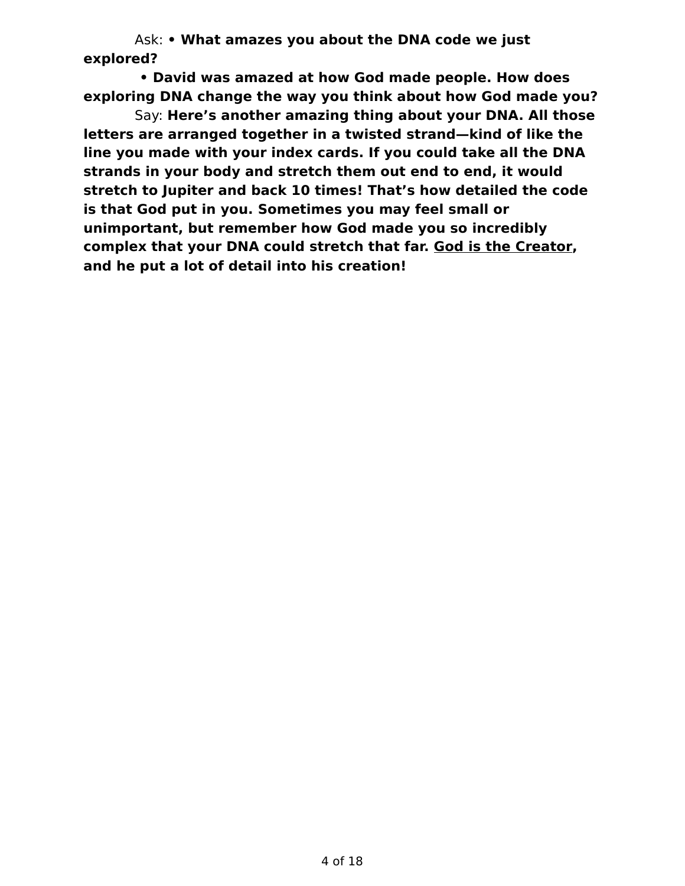Ask: **• What amazes you about the DNA code we just explored?**

**• David was amazed at how God made people. How does exploring DNA change the way you think about how God made you?**

Say: **Here's another amazing thing about your DNA. All those letters are arranged together in a twisted strand—kind of like the line you made with your index cards. If you could take all the DNA strands in your body and stretch them out end to end, it would stretch to Jupiter and back 10 times! That's how detailed the code is that God put in you. Sometimes you may feel small or unimportant, but remember how God made you so incredibly complex that your DNA could stretch that far. <u>God is the Creator</u>, and he put a lot of detail into his creation!**